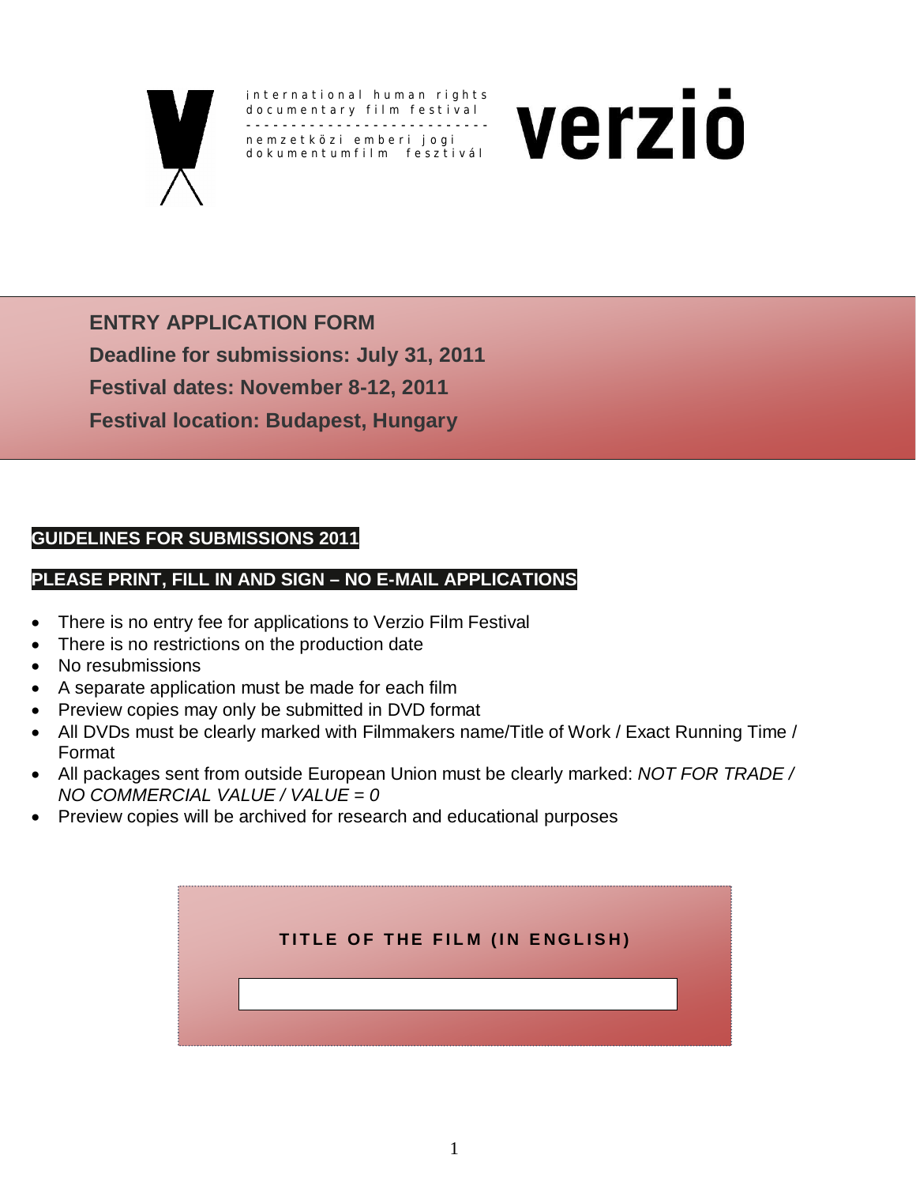international human rights documentary film festival

nemzetközi emberi jogi dokumentumfilm fesztivál

verzió

# ENTRY APPLICATION FORM

**Deadline for submissions: July 31, 2011**

**Festival dates: November 8-12, 2011**

**Festival location: Budapest, Hungary**

## GUIDELINES FOR SUBMISSIONS 2011

**PLEASE PRINT, FILL IN AND SIGN – NO E-MAIL APPLICATIONS**

- There is no entry fee for applications to Verzio Film Festival
- There is no restrictions on the production date
- No resubmissions
- A separate application must be made for each film
- Preview copies may only be submitted in DVD format
- All DVDs must be clearly marked with Filmmakers name/Title of Work / Exact Running Time / Format
- All packages sent from outside European Union must be clearly marked: *NOT FOR TRADE / NO COMMERCIAL VALUE / VALUE = 0*
- Preview copies will be archived for research and educational purposes

**TITLE OF THE FILM (IN ENGLISH)**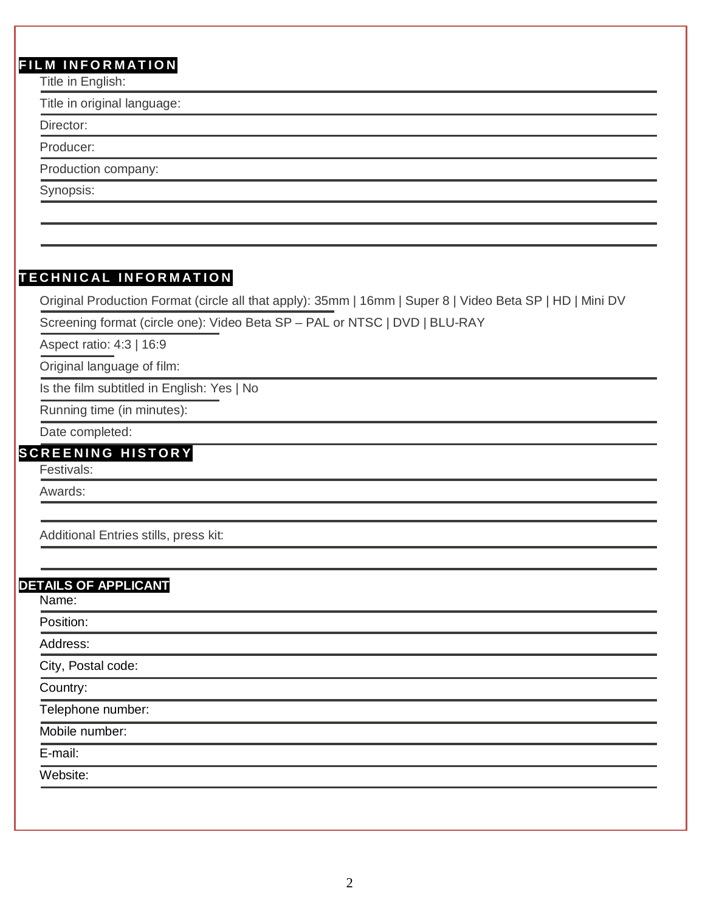## FILM INFORMATION

Title in English:

Title in original language:

Director:

Producer:

Production company:

Synopsis:

## TECHNICAL INFORMATION

Original Production Format (circle all that apply): 35mm | 16mm | Super 8 | Video Beta SP | HD | Mini DV

Screening format (circle one): Video Beta SP – PAL or NTSC | DVD | BLU-RAY

Aspect ratio: 4:3 | 16:9

Original language of film:

Is the film subtitled in English: Yes | No

Running time (in minutes):

Date completed:

## SCREENING HISTORY

Festivals:

Awards:

Additional Entries stills, press kit:

## DETAILS OF APPLICANT

Name:

Position:

Address:

City, Postal code:

Country:

Telephone number:

Mobile number:

E-mail:

Website: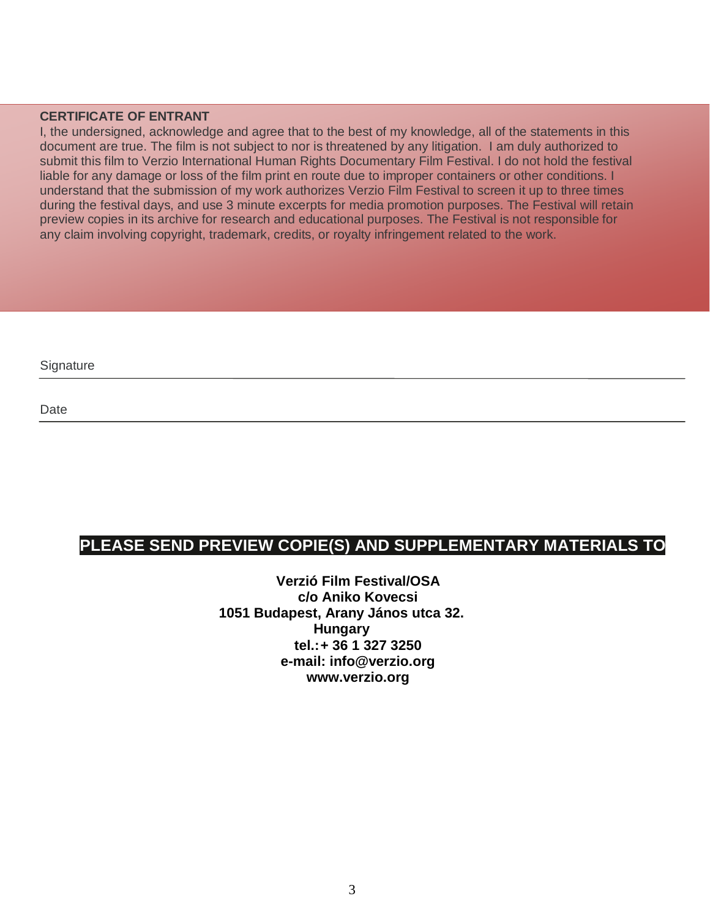**CERTIFICATE OF ENTRANT**

I, the undersigned, acknowledge and agree that to the best of my knowledge, all of the statements in this document are true. The film is not subject to nor is threatened by any litigation. I am duly authorized to submit this film to Verzio International Human Rights Documentary Film Festival. I do not hold the festival liable for any damage or loss of the film print en route due to improper containers or other conditions. I understand that the submission of my work authorizes Verzio Film Festival to screen it up to three times during the festival days, and use 3 minute excerpts for media promotion purposes. The Festival will retain preview copies in its archive for research and educational purposes. The Festival is not responsible for any claim involving copyright, trademark, credits, or royalty infringement related to the work.

Signature \_\_\_\_\_\_\_\_\_\_\_\_\_\_\_\_\_\_\_\_\_\_\_\_\_\_\_\_\_\_\_\_\_\_\_\_\_\_\_\_

Date \_\_\_\_\_\_\_\_\_\_\_\_\_\_\_\_\_\_\_\_\_\_\_\_\_\_\_\_\_\_\_\_\_\_\_\_\_\_\_\_

**PLEASE SEND PREVIEW COPIE(S) AND SUPPLEMENTARY MATERIALS TO**

**Verzió Film Festival/OSA**
**c/o Aniko Kovecsi**
**1051 Budapest, Arany János utca 32.**
**Hungary**
**tel.:+ 36 1 327 3250**
**e-mail: info@verzio.org**
**www.verzio.org**